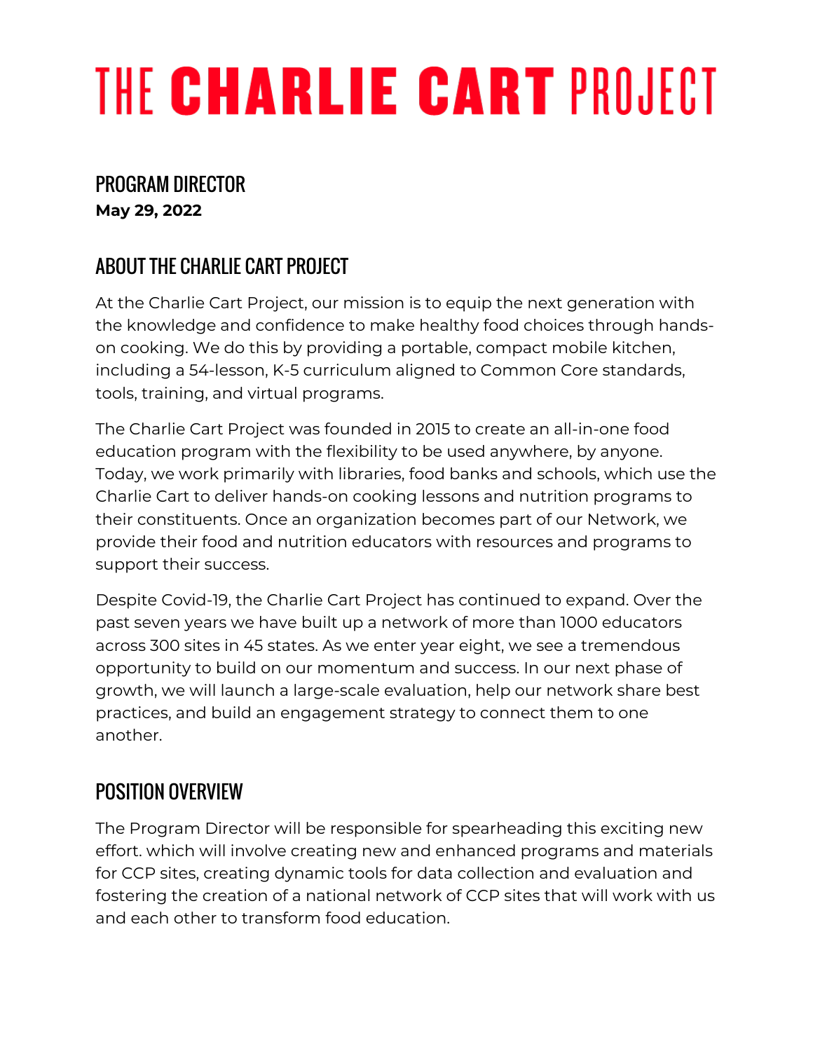# THE CHARLIE CART PROJECT

## PROGRAM DIRECTOR

**May 29, 2022**

## ABOUT THE CHARLIE CART PROJECT

At the Charlie Cart Project, our mission is to equip the next generation with the knowledge and confidence to make healthy food choices through hands-on cooking. We do this by providing a portable, compact mobile kitchen, including a 54-lesson, K-5 curriculum aligned to Common Core standards, tools, training, and virtual programs.

The Charlie Cart Project was founded in 2015 to create an all-in-one food education program with the flexibility to be used anywhere, by anyone. Today, we work primarily with libraries, food banks and schools, which use the Charlie Cart to deliver hands-on cooking lessons and nutrition programs to their constituents. Once an organization becomes part of our Network, we provide their food and nutrition educators with resources and programs to support their success.

Despite Covid-19, the Charlie Cart Project has continued to expand. Over the past seven years we have built up a network of more than 1000 educators across 300 sites in 45 states. As we enter year eight, we see a tremendous opportunity to build on our momentum and success. In our next phase of growth, we will launch a large-scale evaluation, help our network share best practices, and build an engagement strategy to connect them to one another.

## POSITION OVERVIEW

The Program Director will be responsible for spearheading this exciting new effort. which will involve creating new and enhanced programs and materials for CCP sites, creating dynamic tools for data collection and evaluation and fostering the creation of a national network of CCP sites that will work with us and each other to transform food education.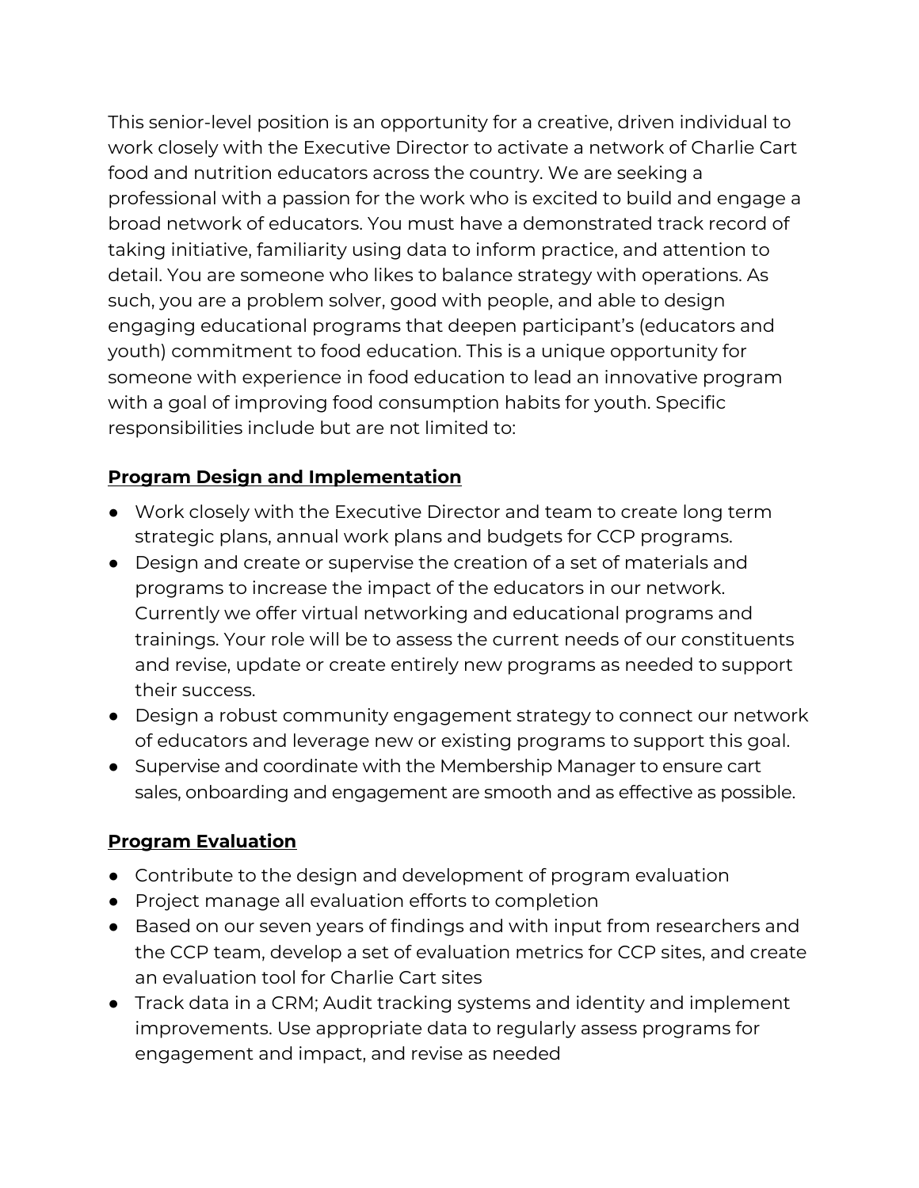This senior-level position is an opportunity for a creative, driven individual to work closely with the Executive Director to activate a network of Charlie Cart food and nutrition educators across the country. We are seeking a professional with a passion for the work who is excited to build and engage a broad network of educators. You must have a demonstrated track record of taking initiative, familiarity using data to inform practice, and attention to detail. You are someone who likes to balance strategy with operations. As such, you are a problem solver, good with people, and able to design engaging educational programs that deepen participant's (educators and youth) commitment to food education. This is a unique opportunity for someone with experience in food education to lead an innovative program with a goal of improving food consumption habits for youth. Specific responsibilities include but are not limited to:

**Program Design and Implementation**

- Work closely with the Executive Director and team to create long term strategic plans, annual work plans and budgets for CCP programs.
- Design and create or supervise the creation of a set of materials and programs to increase the impact of the educators in our network. Currently we offer virtual networking and educational programs and trainings. Your role will be to assess the current needs of our constituents and revise, update or create entirely new programs as needed to support their success.
- Design a robust community engagement strategy to connect our network of educators and leverage new or existing programs to support this goal.
- Supervise and coordinate with the Membership Manager to ensure cart sales, onboarding and engagement are smooth and as effective as possible.

**Program Evaluation**

- Contribute to the design and development of program evaluation
- Project manage all evaluation efforts to completion
- Based on our seven years of findings and with input from researchers and the CCP team, develop a set of evaluation metrics for CCP sites, and create an evaluation tool for Charlie Cart sites
- Track data in a CRM; Audit tracking systems and identity and implement improvements. Use appropriate data to regularly assess programs for engagement and impact, and revise as needed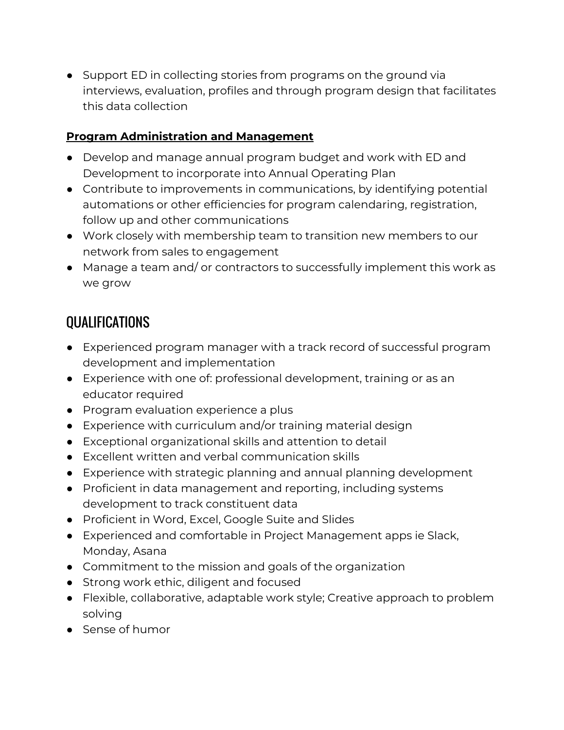- Support ED in collecting stories from programs on the ground via interviews, evaluation, profiles and through program design that facilitates this data collection

**Program Administration and Management**

- Develop and manage annual program budget and work with ED and Development to incorporate into Annual Operating Plan
- Contribute to improvements in communications, by identifying potential automations or other efficiencies for program calendaring, registration, follow up and other communications
- Work closely with membership team to transition new members to our network from sales to engagement
- Manage a team and/ or contractors to successfully implement this work as we grow

## QUALIFICATIONS

- Experienced program manager with a track record of successful program development and implementation
- Experience with one of: professional development, training or as an educator required
- Program evaluation experience a plus
- Experience with curriculum and/or training material design
- Exceptional organizational skills and attention to detail
- Excellent written and verbal communication skills
- Experience with strategic planning and annual planning development
- Proficient in data management and reporting, including systems development to track constituent data
- Proficient in Word, Excel, Google Suite and Slides
- Experienced and comfortable in Project Management apps ie Slack, Monday, Asana
- Commitment to the mission and goals of the organization
- Strong work ethic, diligent and focused
- Flexible, collaborative, adaptable work style; Creative approach to problem solving
- Sense of humor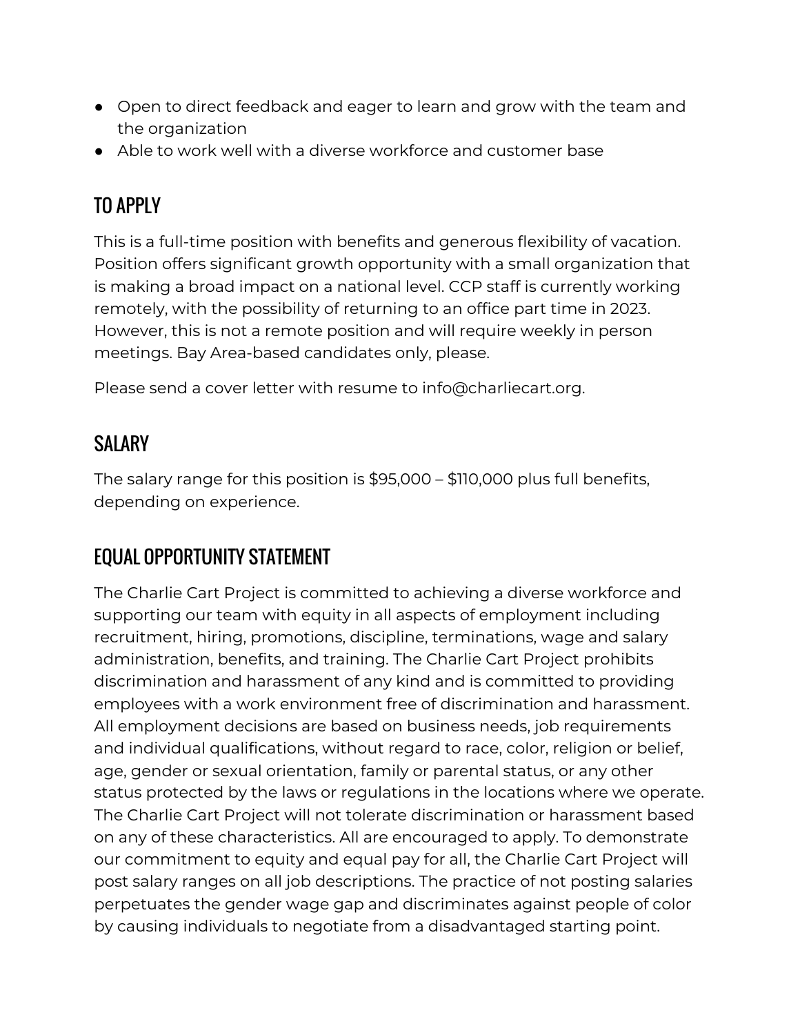- Open to direct feedback and eager to learn and grow with the team and the organization
- Able to work well with a diverse workforce and customer base

## TO APPLY

This is a full-time position with benefits and generous flexibility of vacation. Position offers significant growth opportunity with a small organization that is making a broad impact on a national level. CCP staff is currently working remotely, with the possibility of returning to an office part time in 2023. However, this is not a remote position and will require weekly in person meetings. Bay Area-based candidates only, please.

Please send a cover letter with resume to info@charliecart.org.

## SALARY

The salary range for this position is $95,000 – $110,000 plus full benefits, depending on experience.

## EQUAL OPPORTUNITY STATEMENT

The Charlie Cart Project is committed to achieving a diverse workforce and supporting our team with equity in all aspects of employment including recruitment, hiring, promotions, discipline, terminations, wage and salary administration, benefits, and training. The Charlie Cart Project prohibits discrimination and harassment of any kind and is committed to providing employees with a work environment free of discrimination and harassment. All employment decisions are based on business needs, job requirements and individual qualifications, without regard to race, color, religion or belief, age, gender or sexual orientation, family or parental status, or any other status protected by the laws or regulations in the locations where we operate. The Charlie Cart Project will not tolerate discrimination or harassment based on any of these characteristics. All are encouraged to apply. To demonstrate our commitment to equity and equal pay for all, the Charlie Cart Project will post salary ranges on all job descriptions. The practice of not posting salaries perpetuates the gender wage gap and discriminates against people of color by causing individuals to negotiate from a disadvantaged starting point.